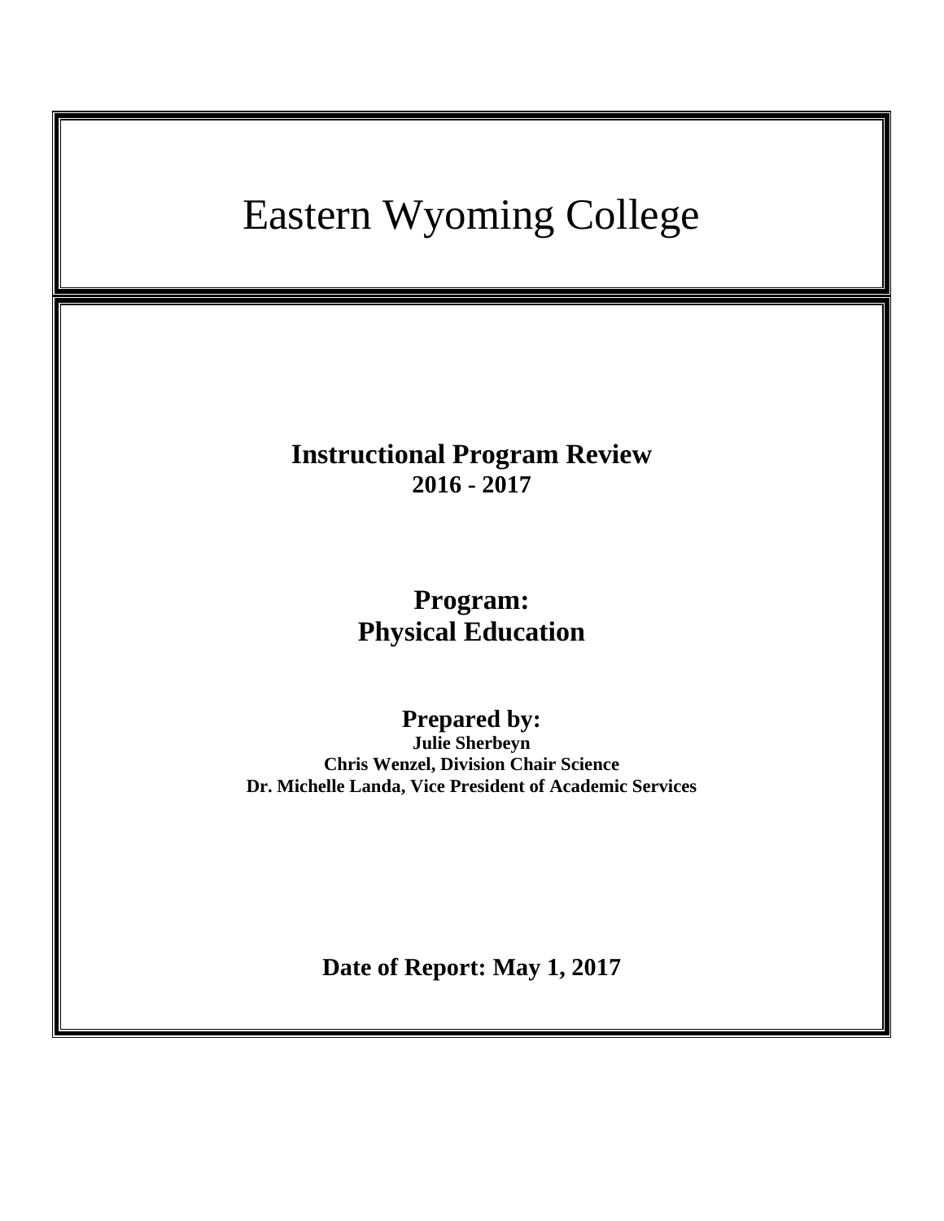# Eastern Wyoming College

**Instructional Program Review**
**2016 - 2017**

**Program:**
**Physical Education**

**Prepared by:**
**Julie Sherbeyn**
**Chris Wenzel, Division Chair Science**
**Dr. Michelle Landa, Vice President of Academic Services**

**Date of Report: May 1, 2017**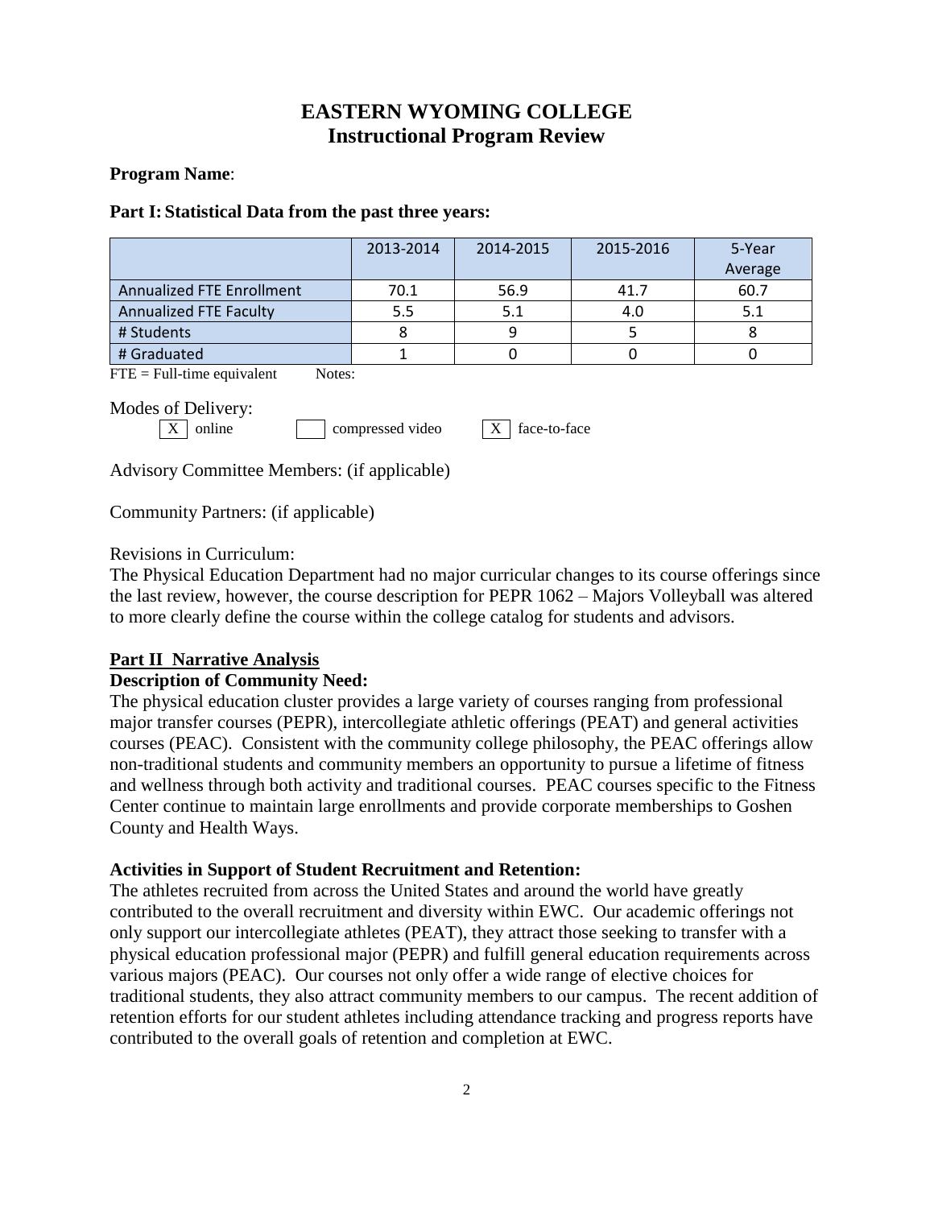# EASTERN WYOMING COLLEGE
# Instructional Program Review

**Program Name**:

**Part I: Statistical Data from the past three years:**

| | 2013-2014 | 2014-2015 | 2015-2016 | 5-Year Average |
|---|---|---|---|---|
| Annualized FTE Enrollment | 70.1 | 56.9 | 41.7 | 60.7 |
| Annualized FTE Faculty | 5.5 | 5.1 | 4.0 | 5.1 |
| # Students | 8 | 9 | 5 | 8 |
| # Graduated | 1 | 0 | 0 | 0 |

FTE = Full-time equivalent Notes:

Modes of Delivery:

[X] online [ ] compressed video [X] face-to-face

Advisory Committee Members: (if applicable)

Community Partners: (if applicable)

Revisions in Curriculum:

The Physical Education Department had no major curricular changes to its course offerings since the last review, however, the course description for PEPR 1062 – Majors Volleyball was altered to more clearly define the course within the college catalog for students and advisors.

## Part II Narrative Analysis

### Description of Community Need:

The physical education cluster provides a large variety of courses ranging from professional major transfer courses (PEPR), intercollegiate athletic offerings (PEAT) and general activities courses (PEAC). Consistent with the community college philosophy, the PEAC offerings allow non-traditional students and community members an opportunity to pursue a lifetime of fitness and wellness through both activity and traditional courses. PEAC courses specific to the Fitness Center continue to maintain large enrollments and provide corporate memberships to Goshen County and Health Ways.

### Activities in Support of Student Recruitment and Retention:

The athletes recruited from across the United States and around the world have greatly contributed to the overall recruitment and diversity within EWC. Our academic offerings not only support our intercollegiate athletes (PEAT), they attract those seeking to transfer with a physical education professional major (PEPR) and fulfill general education requirements across various majors (PEAC). Our courses not only offer a wide range of elective choices for traditional students, they also attract community members to our campus. The recent addition of retention efforts for our student athletes including attendance tracking and progress reports have contributed to the overall goals of retention and completion at EWC.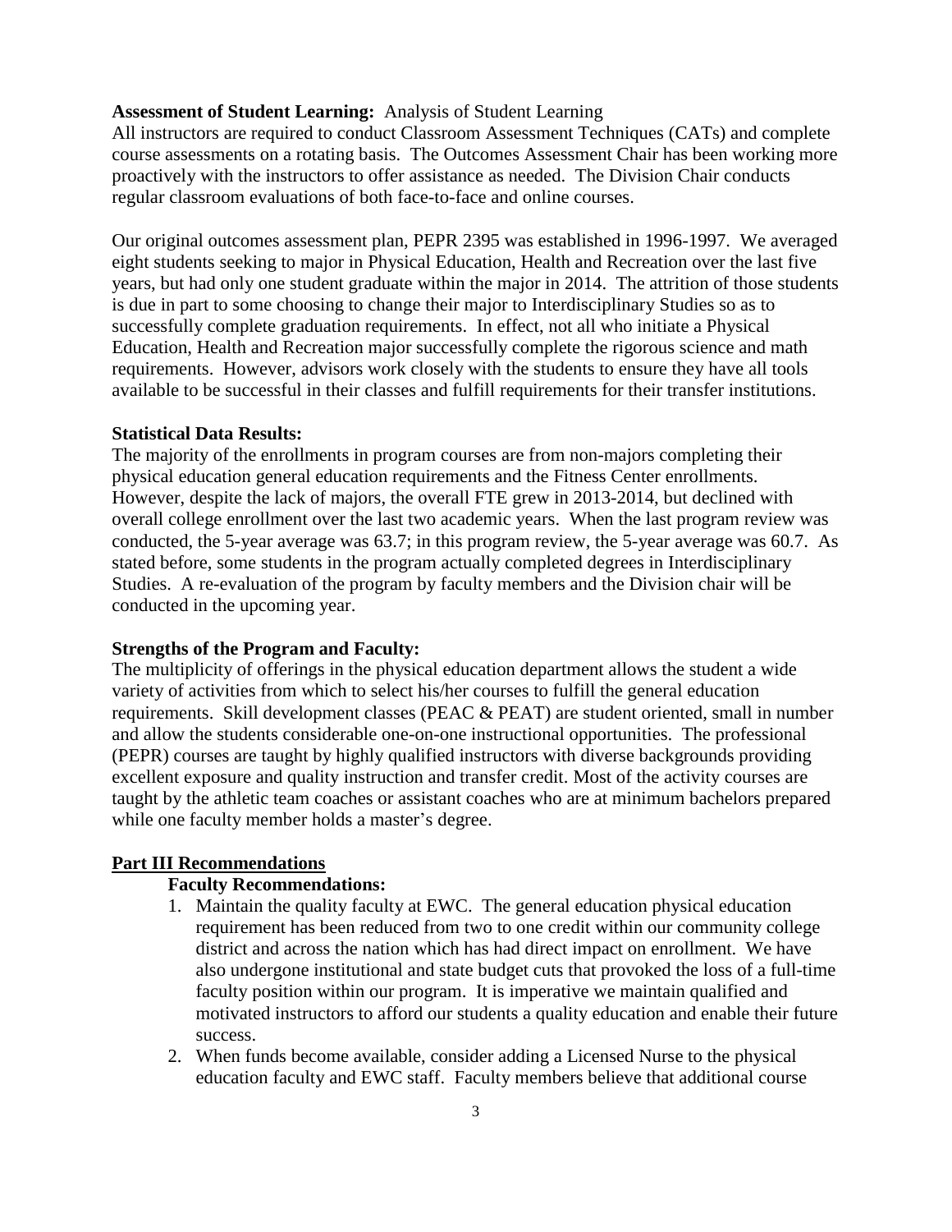**Assessment of Student Learning:** Analysis of Student Learning

All instructors are required to conduct Classroom Assessment Techniques (CATs) and complete course assessments on a rotating basis. The Outcomes Assessment Chair has been working more proactively with the instructors to offer assistance as needed. The Division Chair conducts regular classroom evaluations of both face-to-face and online courses.

Our original outcomes assessment plan, PEPR 2395 was established in 1996-1997. We averaged eight students seeking to major in Physical Education, Health and Recreation over the last five years, but had only one student graduate within the major in 2014. The attrition of those students is due in part to some choosing to change their major to Interdisciplinary Studies so as to successfully complete graduation requirements. In effect, not all who initiate a Physical Education, Health and Recreation major successfully complete the rigorous science and math requirements. However, advisors work closely with the students to ensure they have all tools available to be successful in their classes and fulfill requirements for their transfer institutions.

**Statistical Data Results:**

The majority of the enrollments in program courses are from non-majors completing their physical education general education requirements and the Fitness Center enrollments. However, despite the lack of majors, the overall FTE grew in 2013-2014, but declined with overall college enrollment over the last two academic years. When the last program review was conducted, the 5-year average was 63.7; in this program review, the 5-year average was 60.7. As stated before, some students in the program actually completed degrees in Interdisciplinary Studies. A re-evaluation of the program by faculty members and the Division chair will be conducted in the upcoming year.

**Strengths of the Program and Faculty:**

The multiplicity of offerings in the physical education department allows the student a wide variety of activities from which to select his/her courses to fulfill the general education requirements. Skill development classes (PEAC & PEAT) are student oriented, small in number and allow the students considerable one-on-one instructional opportunities. The professional (PEPR) courses are taught by highly qualified instructors with diverse backgrounds providing excellent exposure and quality instruction and transfer credit. Most of the activity courses are taught by the athletic team coaches or assistant coaches who are at minimum bachelors prepared while one faculty member holds a master's degree.

## Part III Recommendations

**Faculty Recommendations:**

1. Maintain the quality faculty at EWC. The general education physical education requirement has been reduced from two to one credit within our community college district and across the nation which has had direct impact on enrollment. We have also undergone institutional and state budget cuts that provoked the loss of a full-time faculty position within our program. It is imperative we maintain qualified and motivated instructors to afford our students a quality education and enable their future success.
2. When funds become available, consider adding a Licensed Nurse to the physical education faculty and EWC staff. Faculty members believe that additional course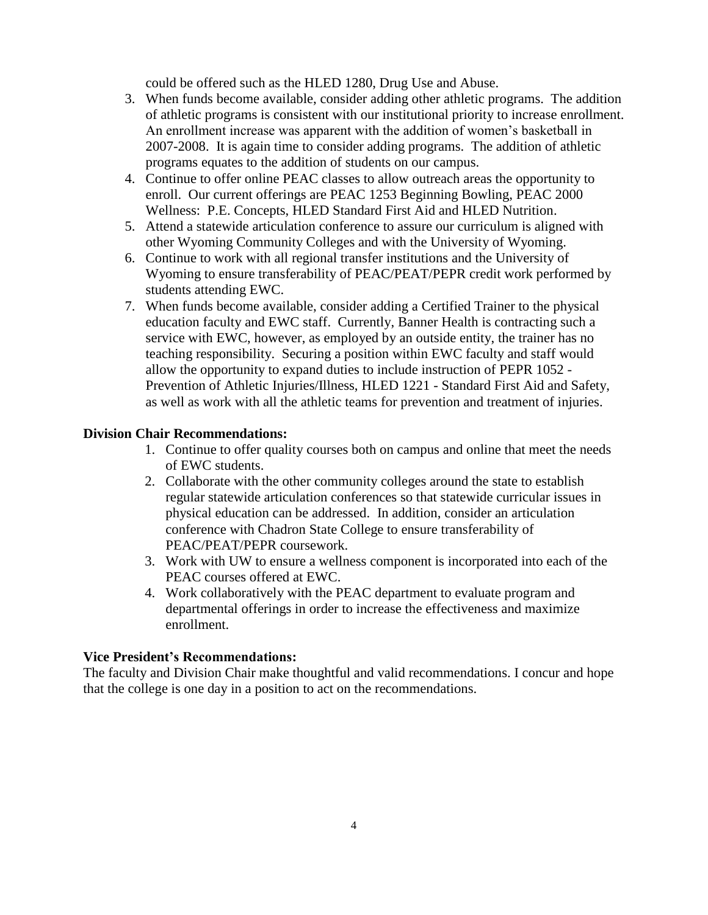could be offered such as the HLED 1280, Drug Use and Abuse.

3. When funds become available, consider adding other athletic programs. The addition of athletic programs is consistent with our institutional priority to increase enrollment. An enrollment increase was apparent with the addition of women's basketball in 2007-2008. It is again time to consider adding programs. The addition of athletic programs equates to the addition of students on our campus.
4. Continue to offer online PEAC classes to allow outreach areas the opportunity to enroll. Our current offerings are PEAC 1253 Beginning Bowling, PEAC 2000 Wellness: P.E. Concepts, HLED Standard First Aid and HLED Nutrition.
5. Attend a statewide articulation conference to assure our curriculum is aligned with other Wyoming Community Colleges and with the University of Wyoming.
6. Continue to work with all regional transfer institutions and the University of Wyoming to ensure transferability of PEAC/PEAT/PEPR credit work performed by students attending EWC.
7. When funds become available, consider adding a Certified Trainer to the physical education faculty and EWC staff. Currently, Banner Health is contracting such a service with EWC, however, as employed by an outside entity, the trainer has no teaching responsibility. Securing a position within EWC faculty and staff would allow the opportunity to expand duties to include instruction of PEPR 1052 - Prevention of Athletic Injuries/Illness, HLED 1221 - Standard First Aid and Safety, as well as work with all the athletic teams for prevention and treatment of injuries.

**Division Chair Recommendations:**

1. Continue to offer quality courses both on campus and online that meet the needs of EWC students.
2. Collaborate with the other community colleges around the state to establish regular statewide articulation conferences so that statewide curricular issues in physical education can be addressed. In addition, consider an articulation conference with Chadron State College to ensure transferability of PEAC/PEAT/PEPR coursework.
3. Work with UW to ensure a wellness component is incorporated into each of the PEAC courses offered at EWC.
4. Work collaboratively with the PEAC department to evaluate program and departmental offerings in order to increase the effectiveness and maximize enrollment.

**Vice President's Recommendations:**

The faculty and Division Chair make thoughtful and valid recommendations. I concur and hope that the college is one day in a position to act on the recommendations.